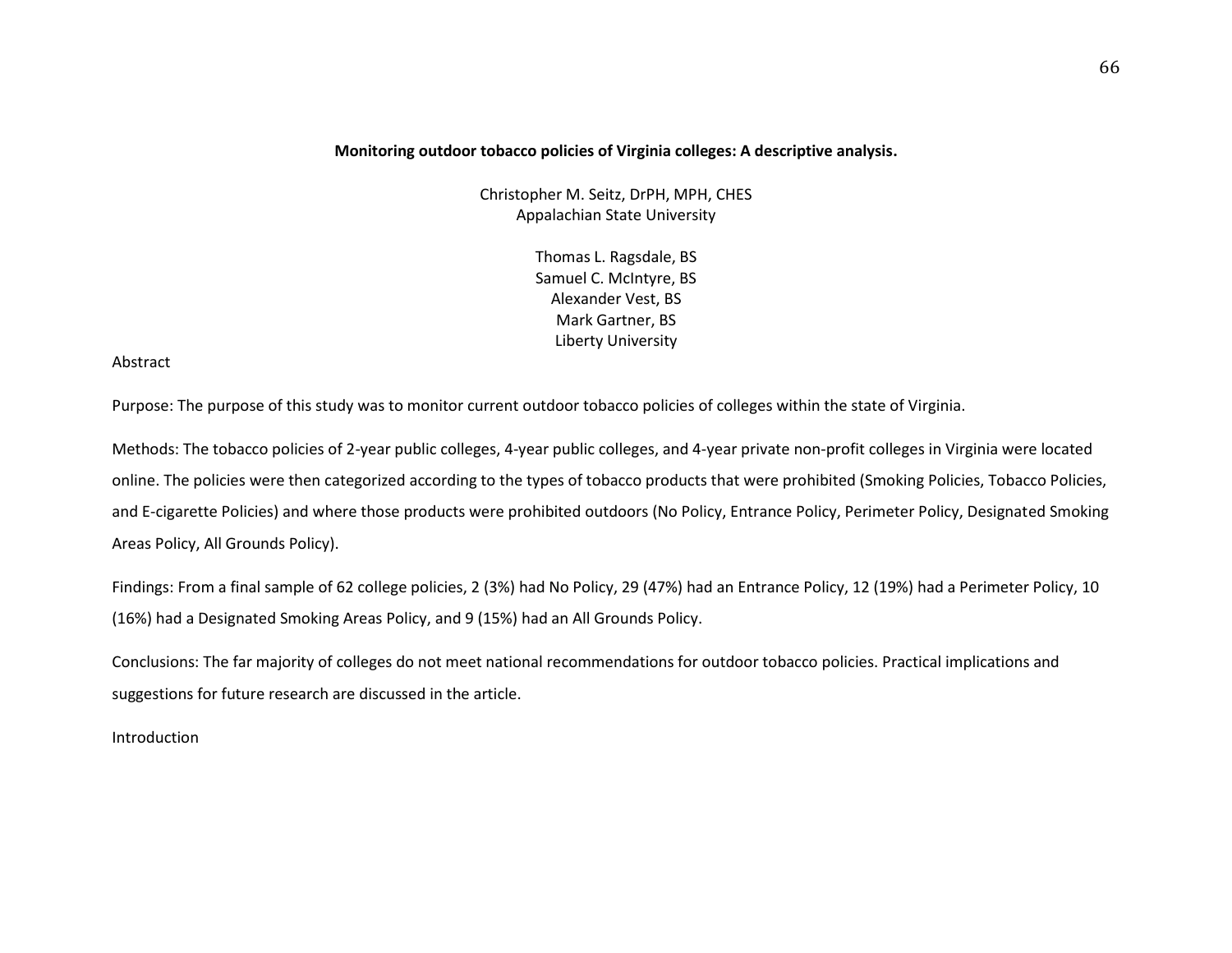**Monitoring outdoor tobacco policies of Virginia colleges: A descriptive analysis.**

Christopher M. Seitz, DrPH, MPH, CHES
Appalachian State University

Thomas L. Ragsdale, BS
Samuel C. McIntyre, BS
Alexander Vest, BS
Mark Gartner, BS
Liberty University

Abstract

Purpose: The purpose of this study was to monitor current outdoor tobacco policies of colleges within the state of Virginia.

Methods: The tobacco policies of 2-year public colleges, 4-year public colleges, and 4-year private non-profit colleges in Virginia were located online. The policies were then categorized according to the types of tobacco products that were prohibited (Smoking Policies, Tobacco Policies, and E-cigarette Policies) and where those products were prohibited outdoors (No Policy, Entrance Policy, Perimeter Policy, Designated Smoking Areas Policy, All Grounds Policy).

Findings: From a final sample of 62 college policies, 2 (3%) had No Policy, 29 (47%) had an Entrance Policy, 12 (19%) had a Perimeter Policy, 10 (16%) had a Designated Smoking Areas Policy, and 9 (15%) had an All Grounds Policy.

Conclusions: The far majority of colleges do not meet national recommendations for outdoor tobacco policies. Practical implications and suggestions for future research are discussed in the article.

Introduction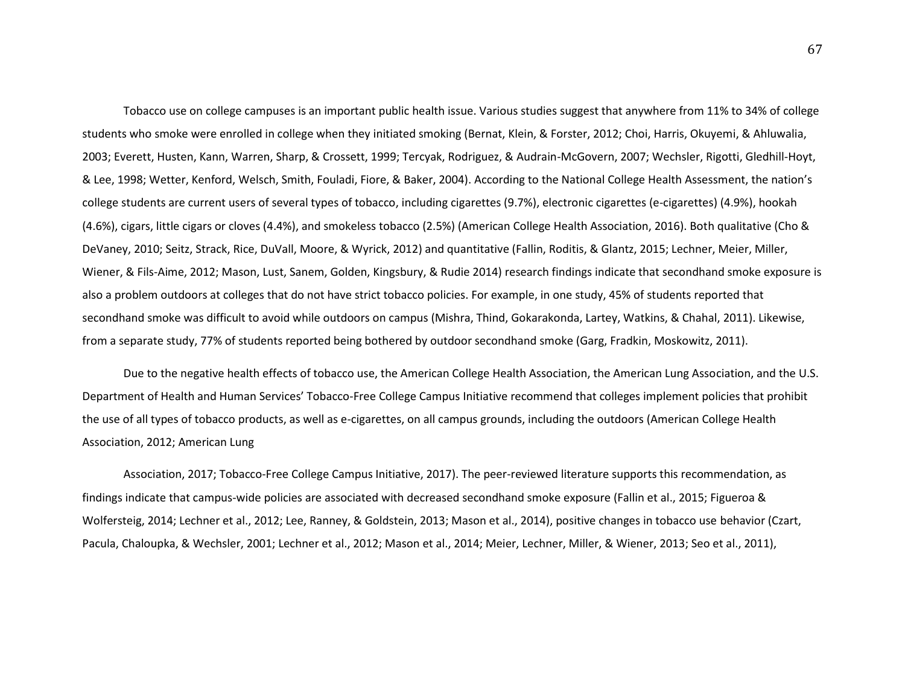Tobacco use on college campuses is an important public health issue. Various studies suggest that anywhere from 11% to 34% of college students who smoke were enrolled in college when they initiated smoking (Bernat, Klein, & Forster, 2012; Choi, Harris, Okuyemi, & Ahluwalia, 2003; Everett, Husten, Kann, Warren, Sharp, & Crossett, 1999; Tercyak, Rodriguez, & Audrain-McGovern, 2007; Wechsler, Rigotti, Gledhill-Hoyt, & Lee, 1998; Wetter, Kenford, Welsch, Smith, Fouladi, Fiore, & Baker, 2004). According to the National College Health Assessment, the nation's college students are current users of several types of tobacco, including cigarettes (9.7%), electronic cigarettes (e-cigarettes) (4.9%), hookah (4.6%), cigars, little cigars or cloves (4.4%), and smokeless tobacco (2.5%) (American College Health Association, 2016). Both qualitative (Cho & DeVaney, 2010; Seitz, Strack, Rice, DuVall, Moore, & Wyrick, 2012) and quantitative (Fallin, Roditis, & Glantz, 2015; Lechner, Meier, Miller, Wiener, & Fils-Aime, 2012; Mason, Lust, Sanem, Golden, Kingsbury, & Rudie 2014) research findings indicate that secondhand smoke exposure is also a problem outdoors at colleges that do not have strict tobacco policies. For example, in one study, 45% of students reported that secondhand smoke was difficult to avoid while outdoors on campus (Mishra, Thind, Gokarakonda, Lartey, Watkins, & Chahal, 2011). Likewise, from a separate study, 77% of students reported being bothered by outdoor secondhand smoke (Garg, Fradkin, Moskowitz, 2011).

Due to the negative health effects of tobacco use, the American College Health Association, the American Lung Association, and the U.S. Department of Health and Human Services' Tobacco-Free College Campus Initiative recommend that colleges implement policies that prohibit the use of all types of tobacco products, as well as e-cigarettes, on all campus grounds, including the outdoors (American College Health Association, 2012; American Lung Association, 2017; Tobacco-Free College Campus Initiative, 2017). The peer-reviewed literature supports this recommendation, as findings indicate that campus-wide policies are associated with decreased secondhand smoke exposure (Fallin et al., 2015; Figueroa & Wolfersteig, 2014; Lechner et al., 2012; Lee, Ranney, & Goldstein, 2013; Mason et al., 2014), positive changes in tobacco use behavior (Czart, Pacula, Chaloupka, & Wechsler, 2001; Lechner et al., 2012; Mason et al., 2014; Meier, Lechner, Miller, & Wiener, 2013; Seo et al., 2011),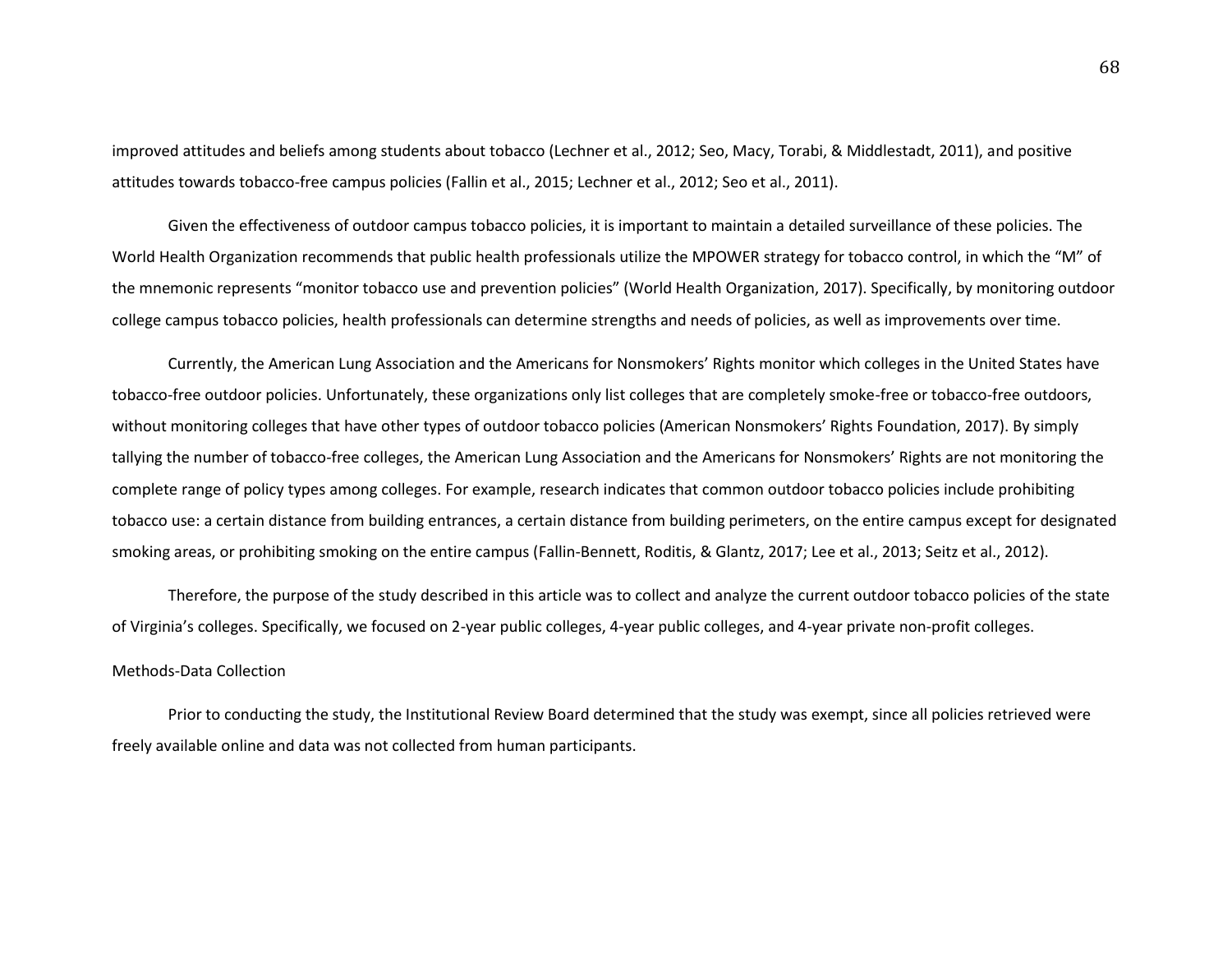improved attitudes and beliefs among students about tobacco (Lechner et al., 2012; Seo, Macy, Torabi, & Middlestadt, 2011), and positive attitudes towards tobacco-free campus policies (Fallin et al., 2015; Lechner et al., 2012; Seo et al., 2011).

Given the effectiveness of outdoor campus tobacco policies, it is important to maintain a detailed surveillance of these policies. The World Health Organization recommends that public health professionals utilize the MPOWER strategy for tobacco control, in which the “M” of the mnemonic represents “monitor tobacco use and prevention policies” (World Health Organization, 2017). Specifically, by monitoring outdoor college campus tobacco policies, health professionals can determine strengths and needs of policies, as well as improvements over time.

Currently, the American Lung Association and the Americans for Nonsmokers’ Rights monitor which colleges in the United States have tobacco-free outdoor policies. Unfortunately, these organizations only list colleges that are completely smoke-free or tobacco-free outdoors, without monitoring colleges that have other types of outdoor tobacco policies (American Nonsmokers’ Rights Foundation, 2017). By simply tallying the number of tobacco-free colleges, the American Lung Association and the Americans for Nonsmokers’ Rights are not monitoring the complete range of policy types among colleges. For example, research indicates that common outdoor tobacco policies include prohibiting tobacco use: a certain distance from building entrances, a certain distance from building perimeters, on the entire campus except for designated smoking areas, or prohibiting smoking on the entire campus (Fallin-Bennett, Roditis, & Glantz, 2017; Lee et al., 2013; Seitz et al., 2012).

Therefore, the purpose of the study described in this article was to collect and analyze the current outdoor tobacco policies of the state of Virginia’s colleges. Specifically, we focused on 2-year public colleges, 4-year public colleges, and 4-year private non-profit colleges.

## Methods-Data Collection

Prior to conducting the study, the Institutional Review Board determined that the study was exempt, since all policies retrieved were freely available online and data was not collected from human participants.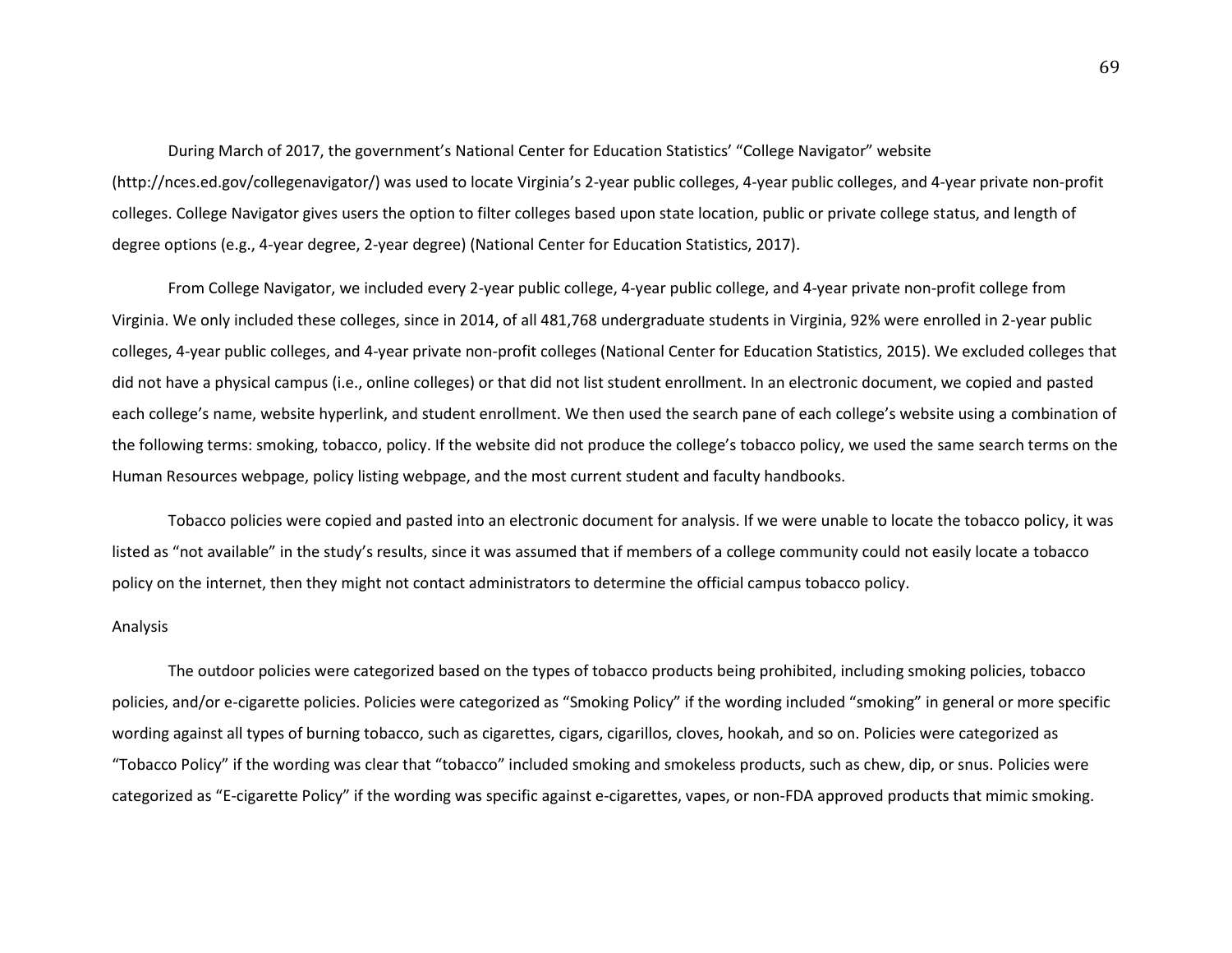During March of 2017, the government's National Center for Education Statistics' "College Navigator" website (http://nces.ed.gov/collegenavigator/) was used to locate Virginia's 2-year public colleges, 4-year public colleges, and 4-year private non-profit colleges. College Navigator gives users the option to filter colleges based upon state location, public or private college status, and length of degree options (e.g., 4-year degree, 2-year degree) (National Center for Education Statistics, 2017).

From College Navigator, we included every 2-year public college, 4-year public college, and 4-year private non-profit college from Virginia. We only included these colleges, since in 2014, of all 481,768 undergraduate students in Virginia, 92% were enrolled in 2-year public colleges, 4-year public colleges, and 4-year private non-profit colleges (National Center for Education Statistics, 2015). We excluded colleges that did not have a physical campus (i.e., online colleges) or that did not list student enrollment. In an electronic document, we copied and pasted each college's name, website hyperlink, and student enrollment. We then used the search pane of each college's website using a combination of the following terms: smoking, tobacco, policy. If the website did not produce the college's tobacco policy, we used the same search terms on the Human Resources webpage, policy listing webpage, and the most current student and faculty handbooks.

Tobacco policies were copied and pasted into an electronic document for analysis. If we were unable to locate the tobacco policy, it was listed as "not available" in the study's results, since it was assumed that if members of a college community could not easily locate a tobacco policy on the internet, then they might not contact administrators to determine the official campus tobacco policy.

## Analysis

The outdoor policies were categorized based on the types of tobacco products being prohibited, including smoking policies, tobacco policies, and/or e-cigarette policies. Policies were categorized as "Smoking Policy" if the wording included "smoking" in general or more specific wording against all types of burning tobacco, such as cigarettes, cigars, cigarillos, cloves, hookah, and so on. Policies were categorized as "Tobacco Policy" if the wording was clear that "tobacco" included smoking and smokeless products, such as chew, dip, or snus. Policies were categorized as "E-cigarette Policy" if the wording was specific against e-cigarettes, vapes, or non-FDA approved products that mimic smoking.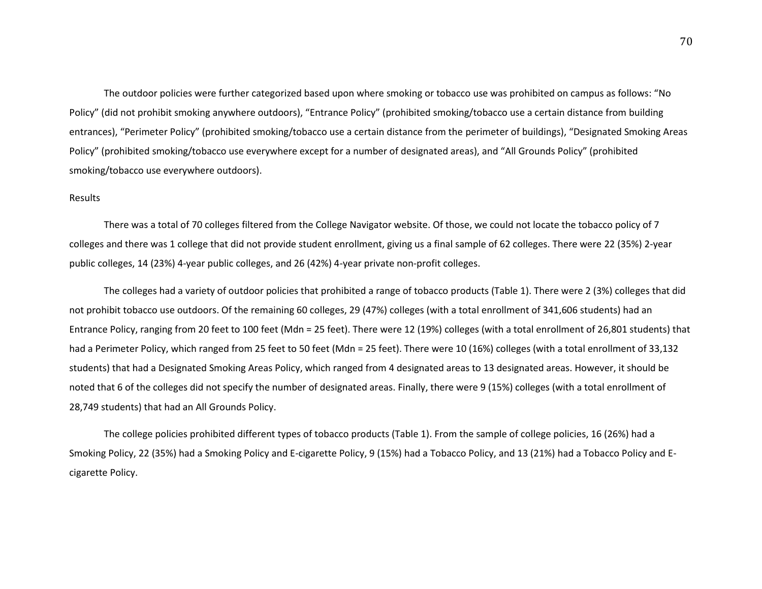The outdoor policies were further categorized based upon where smoking or tobacco use was prohibited on campus as follows: "No Policy" (did not prohibit smoking anywhere outdoors), "Entrance Policy" (prohibited smoking/tobacco use a certain distance from building entrances), "Perimeter Policy" (prohibited smoking/tobacco use a certain distance from the perimeter of buildings), "Designated Smoking Areas Policy" (prohibited smoking/tobacco use everywhere except for a number of designated areas), and "All Grounds Policy" (prohibited smoking/tobacco use everywhere outdoors).

## Results

There was a total of 70 colleges filtered from the College Navigator website. Of those, we could not locate the tobacco policy of 7 colleges and there was 1 college that did not provide student enrollment, giving us a final sample of 62 colleges. There were 22 (35%) 2-year public colleges, 14 (23%) 4-year public colleges, and 26 (42%) 4-year private non-profit colleges.

The colleges had a variety of outdoor policies that prohibited a range of tobacco products (Table 1). There were 2 (3%) colleges that did not prohibit tobacco use outdoors. Of the remaining 60 colleges, 29 (47%) colleges (with a total enrollment of 341,606 students) had an Entrance Policy, ranging from 20 feet to 100 feet (Mdn = 25 feet). There were 12 (19%) colleges (with a total enrollment of 26,801 students) that had a Perimeter Policy, which ranged from 25 feet to 50 feet (Mdn = 25 feet). There were 10 (16%) colleges (with a total enrollment of 33,132 students) that had a Designated Smoking Areas Policy, which ranged from 4 designated areas to 13 designated areas. However, it should be noted that 6 of the colleges did not specify the number of designated areas. Finally, there were 9 (15%) colleges (with a total enrollment of 28,749 students) that had an All Grounds Policy.

The college policies prohibited different types of tobacco products (Table 1). From the sample of college policies, 16 (26%) had a Smoking Policy, 22 (35%) had a Smoking Policy and E-cigarette Policy, 9 (15%) had a Tobacco Policy, and 13 (21%) had a Tobacco Policy and E-cigarette Policy.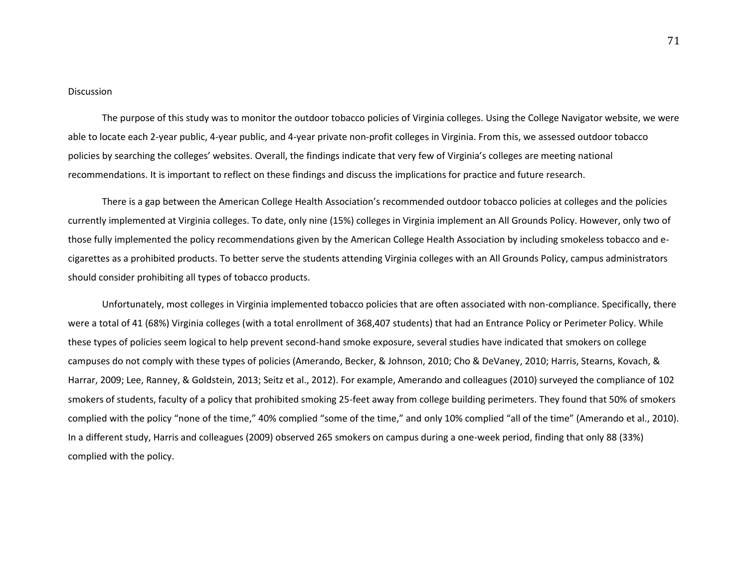## Discussion

The purpose of this study was to monitor the outdoor tobacco policies of Virginia colleges. Using the College Navigator website, we were able to locate each 2-year public, 4-year public, and 4-year private non-profit colleges in Virginia. From this, we assessed outdoor tobacco policies by searching the colleges' websites. Overall, the findings indicate that very few of Virginia's colleges are meeting national recommendations. It is important to reflect on these findings and discuss the implications for practice and future research.

There is a gap between the American College Health Association's recommended outdoor tobacco policies at colleges and the policies currently implemented at Virginia colleges. To date, only nine (15%) colleges in Virginia implement an All Grounds Policy. However, only two of those fully implemented the policy recommendations given by the American College Health Association by including smokeless tobacco and e-cigarettes as a prohibited products. To better serve the students attending Virginia colleges with an All Grounds Policy, campus administrators should consider prohibiting all types of tobacco products.

Unfortunately, most colleges in Virginia implemented tobacco policies that are often associated with non-compliance. Specifically, there were a total of 41 (68%) Virginia colleges (with a total enrollment of 368,407 students) that had an Entrance Policy or Perimeter Policy. While these types of policies seem logical to help prevent second-hand smoke exposure, several studies have indicated that smokers on college campuses do not comply with these types of policies (Amerando, Becker, & Johnson, 2010; Cho & DeVaney, 2010; Harris, Stearns, Kovach, & Harrar, 2009; Lee, Ranney, & Goldstein, 2013; Seitz et al., 2012). For example, Amerando and colleagues (2010) surveyed the compliance of 102 smokers of students, faculty of a policy that prohibited smoking 25-feet away from college building perimeters. They found that 50% of smokers complied with the policy "none of the time," 40% complied "some of the time," and only 10% complied "all of the time" (Amerando et al., 2010). In a different study, Harris and colleagues (2009) observed 265 smokers on campus during a one-week period, finding that only 88 (33%) complied with the policy.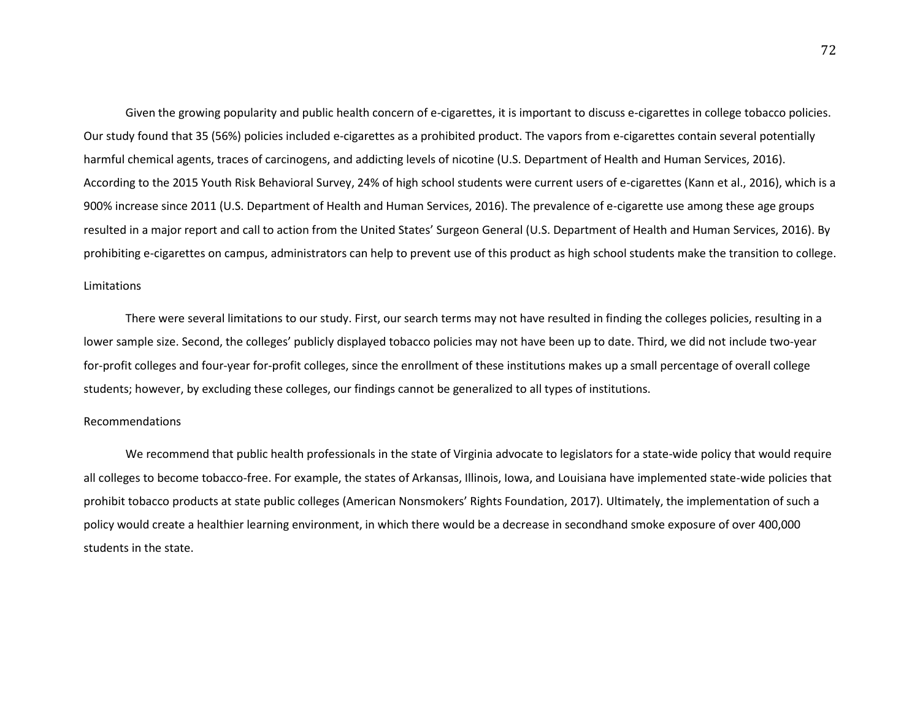Given the growing popularity and public health concern of e-cigarettes, it is important to discuss e-cigarettes in college tobacco policies. Our study found that 35 (56%) policies included e-cigarettes as a prohibited product. The vapors from e-cigarettes contain several potentially harmful chemical agents, traces of carcinogens, and addicting levels of nicotine (U.S. Department of Health and Human Services, 2016). According to the 2015 Youth Risk Behavioral Survey, 24% of high school students were current users of e-cigarettes (Kann et al., 2016), which is a 900% increase since 2011 (U.S. Department of Health and Human Services, 2016). The prevalence of e-cigarette use among these age groups resulted in a major report and call to action from the United States' Surgeon General (U.S. Department of Health and Human Services, 2016). By prohibiting e-cigarettes on campus, administrators can help to prevent use of this product as high school students make the transition to college.

## Limitations

There were several limitations to our study. First, our search terms may not have resulted in finding the colleges policies, resulting in a lower sample size. Second, the colleges' publicly displayed tobacco policies may not have been up to date. Third, we did not include two-year for-profit colleges and four-year for-profit colleges, since the enrollment of these institutions makes up a small percentage of overall college students; however, by excluding these colleges, our findings cannot be generalized to all types of institutions.

## Recommendations

We recommend that public health professionals in the state of Virginia advocate to legislators for a state-wide policy that would require all colleges to become tobacco-free. For example, the states of Arkansas, Illinois, Iowa, and Louisiana have implemented state-wide policies that prohibit tobacco products at state public colleges (American Nonsmokers' Rights Foundation, 2017). Ultimately, the implementation of such a policy would create a healthier learning environment, in which there would be a decrease in secondhand smoke exposure of over 400,000 students in the state.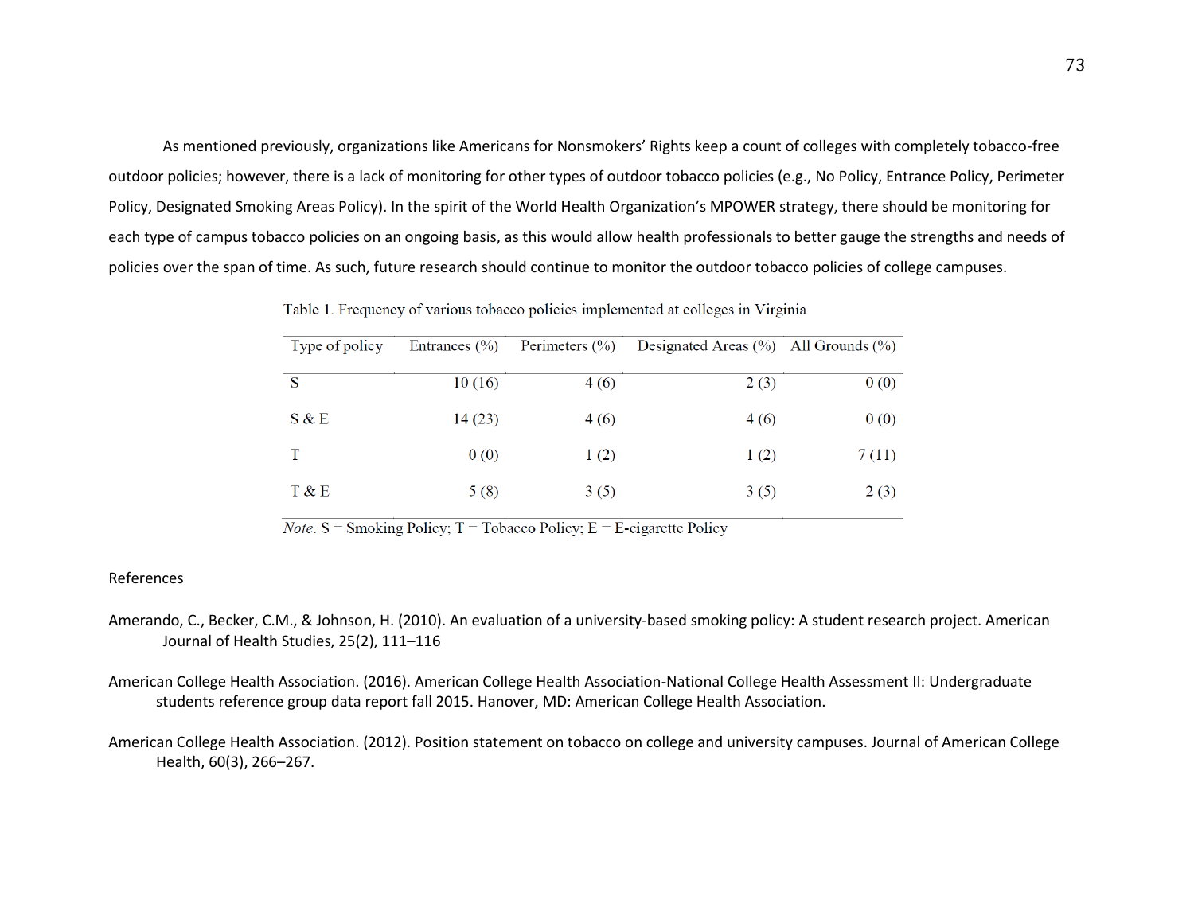As mentioned previously, organizations like Americans for Nonsmokers' Rights keep a count of colleges with completely tobacco-free outdoor policies; however, there is a lack of monitoring for other types of outdoor tobacco policies (e.g., No Policy, Entrance Policy, Perimeter Policy, Designated Smoking Areas Policy). In the spirit of the World Health Organization's MPOWER strategy, there should be monitoring for each type of campus tobacco policies on an ongoing basis, as this would allow health professionals to better gauge the strengths and needs of policies over the span of time. As such, future research should continue to monitor the outdoor tobacco policies of college campuses.

Table 1. Frequency of various tobacco policies implemented at colleges in Virginia

| Type of policy | Entrances (%) | Perimeters (%) | Designated Areas (%) | All Grounds (%) |
|---|---|---|---|---|
| S | 10 (16) | 4 (6) | 2 (3) | 0 (0) |
| S & E | 14 (23) | 4 (6) | 4 (6) | 0 (0) |
| T | 0 (0) | 1 (2) | 1 (2) | 7 (11) |
| T & E | 5 (8) | 3 (5) | 3 (5) | 2 (3) |

*Note.* S = Smoking Policy; T = Tobacco Policy; E = E-cigarette Policy

References

Amerando, C., Becker, C.M., & Johnson, H. (2010). An evaluation of a university-based smoking policy: A student research project. American Journal of Health Studies, 25(2), 111–116

American College Health Association. (2016). American College Health Association-National College Health Assessment II: Undergraduate students reference group data report fall 2015. Hanover, MD: American College Health Association.

American College Health Association. (2012). Position statement on tobacco on college and university campuses. Journal of American College Health, 60(3), 266–267.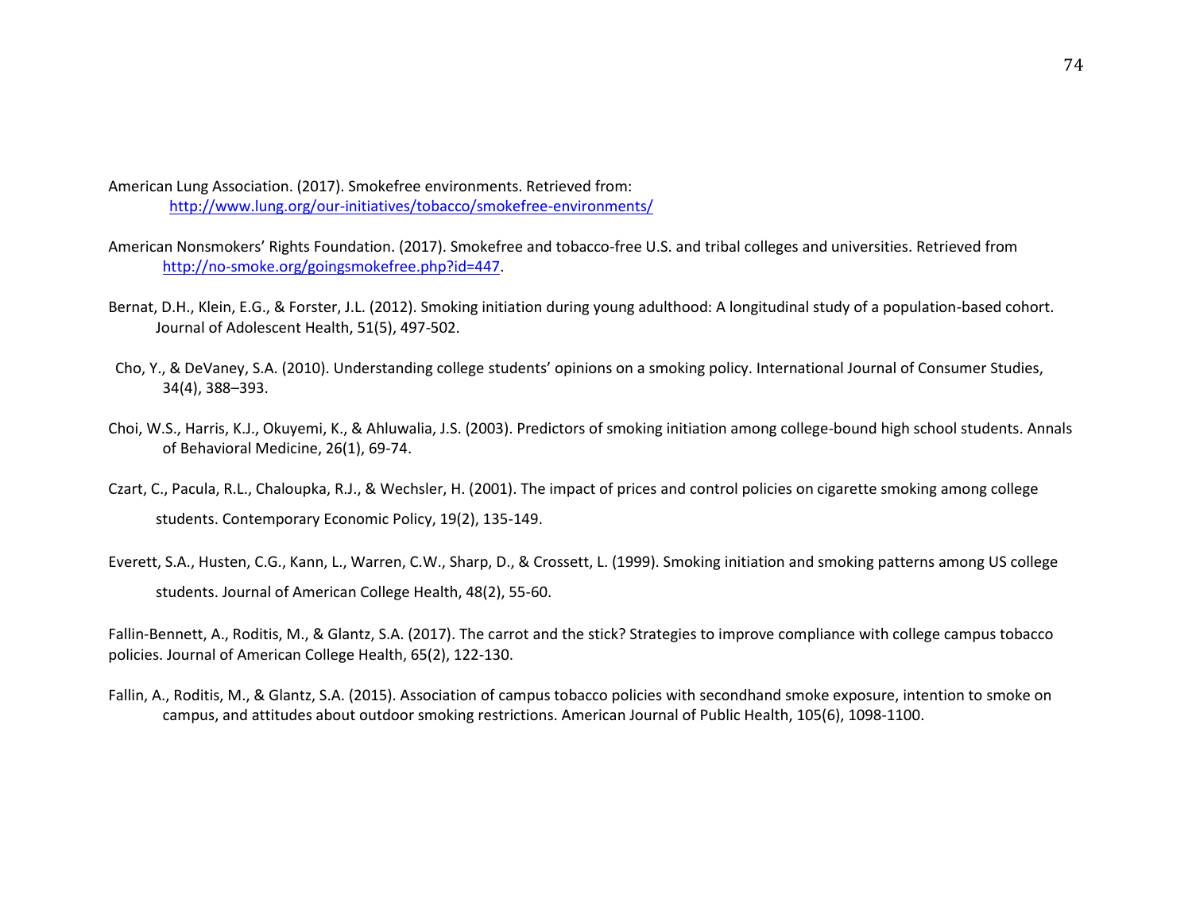American Lung Association. (2017). Smokefree environments. Retrieved from: http://www.lung.org/our-initiatives/tobacco/smokefree-environments/

American Nonsmokers' Rights Foundation. (2017). Smokefree and tobacco-free U.S. and tribal colleges and universities. Retrieved from http://no-smoke.org/goingsmokefree.php?id=447.

Bernat, D.H., Klein, E.G., & Forster, J.L. (2012). Smoking initiation during young adulthood: A longitudinal study of a population-based cohort. Journal of Adolescent Health, 51(5), 497-502.

Cho, Y., & DeVaney, S.A. (2010). Understanding college students' opinions on a smoking policy. International Journal of Consumer Studies, 34(4), 388–393.

Choi, W.S., Harris, K.J., Okuyemi, K., & Ahluwalia, J.S. (2003). Predictors of smoking initiation among college-bound high school students. Annals of Behavioral Medicine, 26(1), 69-74.

Czart, C., Pacula, R.L., Chaloupka, R.J., & Wechsler, H. (2001). The impact of prices and control policies on cigarette smoking among college students. Contemporary Economic Policy, 19(2), 135-149.

Everett, S.A., Husten, C.G., Kann, L., Warren, C.W., Sharp, D., & Crossett, L. (1999). Smoking initiation and smoking patterns among US college students. Journal of American College Health, 48(2), 55-60.

Fallin-Bennett, A., Roditis, M., & Glantz, S.A. (2017). The carrot and the stick? Strategies to improve compliance with college campus tobacco policies. Journal of American College Health, 65(2), 122-130.

Fallin, A., Roditis, M., & Glantz, S.A. (2015). Association of campus tobacco policies with secondhand smoke exposure, intention to smoke on campus, and attitudes about outdoor smoking restrictions. American Journal of Public Health, 105(6), 1098-1100.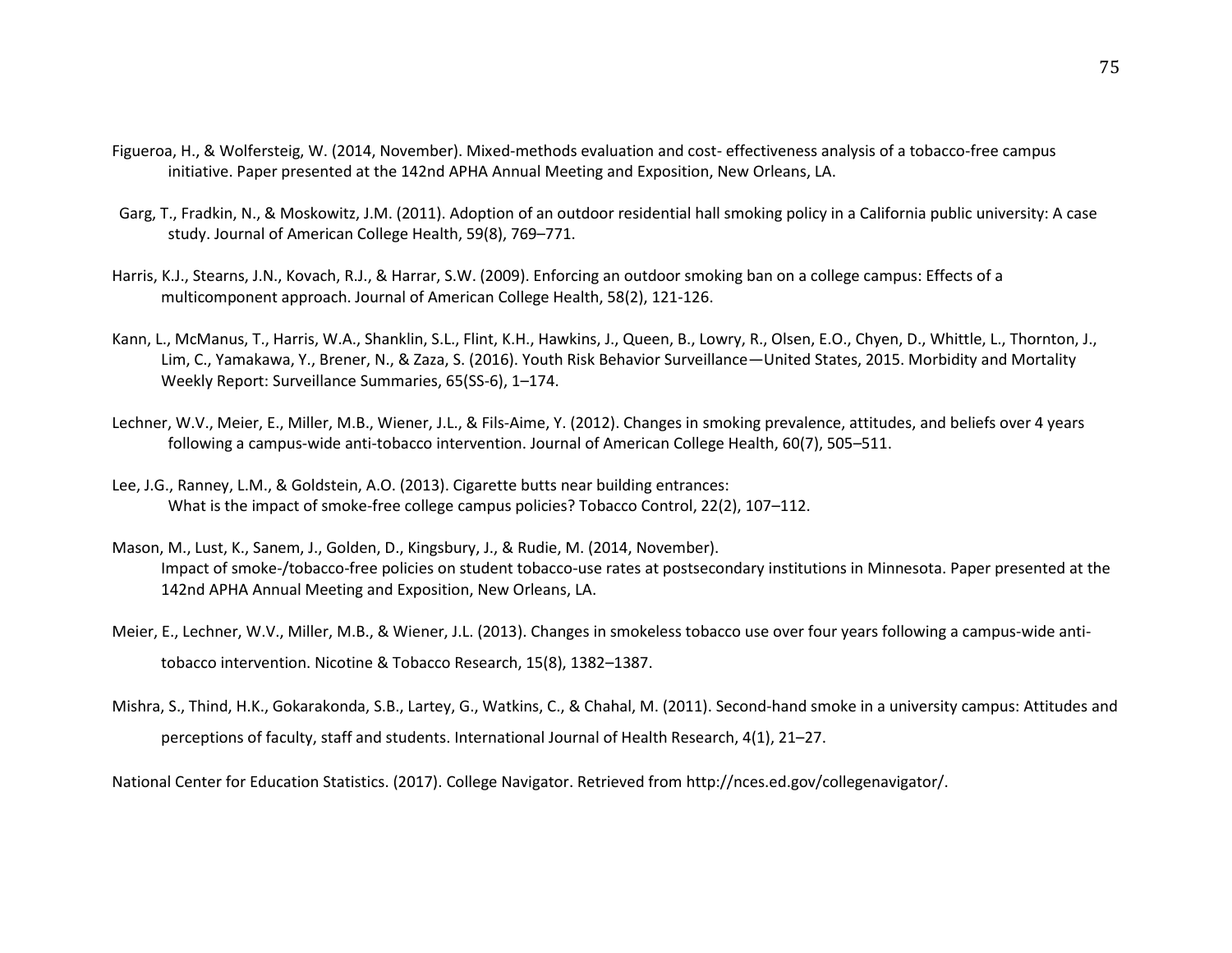Figueroa, H., & Wolfersteig, W. (2014, November). Mixed-methods evaluation and cost- effectiveness analysis of a tobacco-free campus initiative. Paper presented at the 142nd APHA Annual Meeting and Exposition, New Orleans, LA.

Garg, T., Fradkin, N., & Moskowitz, J.M. (2011). Adoption of an outdoor residential hall smoking policy in a California public university: A case study. Journal of American College Health, 59(8), 769–771.

Harris, K.J., Stearns, J.N., Kovach, R.J., & Harrar, S.W. (2009). Enforcing an outdoor smoking ban on a college campus: Effects of a multicomponent approach. Journal of American College Health, 58(2), 121-126.

Kann, L., McManus, T., Harris, W.A., Shanklin, S.L., Flint, K.H., Hawkins, J., Queen, B., Lowry, R., Olsen, E.O., Chyen, D., Whittle, L., Thornton, J., Lim, C., Yamakawa, Y., Brener, N., & Zaza, S. (2016). Youth Risk Behavior Surveillance—United States, 2015. Morbidity and Mortality Weekly Report: Surveillance Summaries, 65(SS-6), 1–174.

Lechner, W.V., Meier, E., Miller, M.B., Wiener, J.L., & Fils-Aime, Y. (2012). Changes in smoking prevalence, attitudes, and beliefs over 4 years following a campus-wide anti-tobacco intervention. Journal of American College Health, 60(7), 505–511.

Lee, J.G., Ranney, L.M., & Goldstein, A.O. (2013). Cigarette butts near building entrances: What is the impact of smoke-free college campus policies? Tobacco Control, 22(2), 107–112.

Mason, M., Lust, K., Sanem, J., Golden, D., Kingsbury, J., & Rudie, M. (2014, November). Impact of smoke-/tobacco-free policies on student tobacco-use rates at postsecondary institutions in Minnesota. Paper presented at the 142nd APHA Annual Meeting and Exposition, New Orleans, LA.

Meier, E., Lechner, W.V., Miller, M.B., & Wiener, J.L. (2013). Changes in smokeless tobacco use over four years following a campus-wide anti-tobacco intervention. Nicotine & Tobacco Research, 15(8), 1382–1387.

Mishra, S., Thind, H.K., Gokarakonda, S.B., Lartey, G., Watkins, C., & Chahal, M. (2011). Second-hand smoke in a university campus: Attitudes and perceptions of faculty, staff and students. International Journal of Health Research, 4(1), 21–27.

National Center for Education Statistics. (2017). College Navigator. Retrieved from http://nces.ed.gov/collegenavigator/.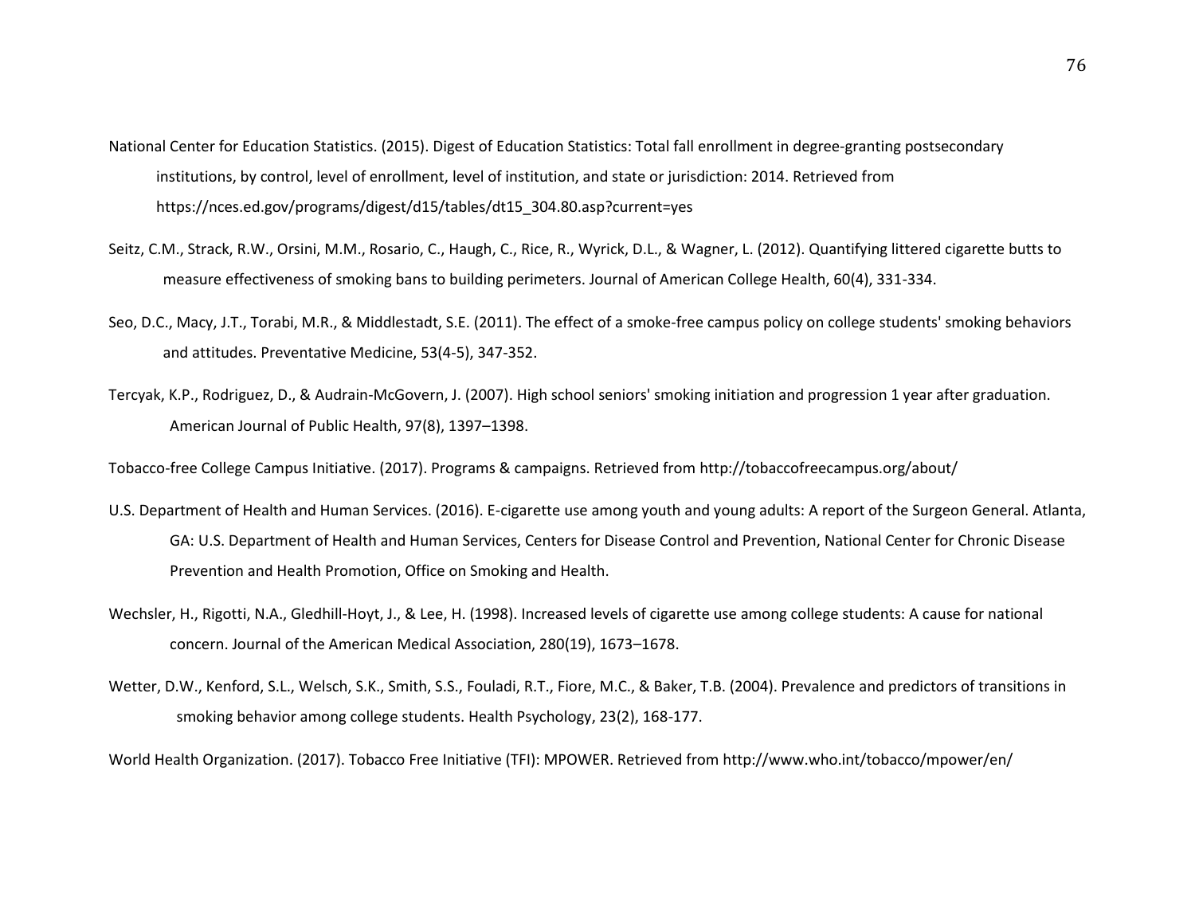National Center for Education Statistics. (2015). Digest of Education Statistics: Total fall enrollment in degree-granting postsecondary institutions, by control, level of enrollment, level of institution, and state or jurisdiction: 2014. Retrieved from https://nces.ed.gov/programs/digest/d15/tables/dt15_304.80.asp?current=yes

Seitz, C.M., Strack, R.W., Orsini, M.M., Rosario, C., Haugh, C., Rice, R., Wyrick, D.L., & Wagner, L. (2012). Quantifying littered cigarette butts to measure effectiveness of smoking bans to building perimeters. Journal of American College Health, 60(4), 331-334.

Seo, D.C., Macy, J.T., Torabi, M.R., & Middlestadt, S.E. (2011). The effect of a smoke-free campus policy on college students' smoking behaviors and attitudes. Preventative Medicine, 53(4-5), 347-352.

Tercyak, K.P., Rodriguez, D., & Audrain-McGovern, J. (2007). High school seniors' smoking initiation and progression 1 year after graduation. American Journal of Public Health, 97(8), 1397–1398.

Tobacco-free College Campus Initiative. (2017). Programs & campaigns. Retrieved from http://tobaccofreecampus.org/about/

U.S. Department of Health and Human Services. (2016). E-cigarette use among youth and young adults: A report of the Surgeon General. Atlanta, GA: U.S. Department of Health and Human Services, Centers for Disease Control and Prevention, National Center for Chronic Disease Prevention and Health Promotion, Office on Smoking and Health.

Wechsler, H., Rigotti, N.A., Gledhill-Hoyt, J., & Lee, H. (1998). Increased levels of cigarette use among college students: A cause for national concern. Journal of the American Medical Association, 280(19), 1673–1678.

Wetter, D.W., Kenford, S.L., Welsch, S.K., Smith, S.S., Fouladi, R.T., Fiore, M.C., & Baker, T.B. (2004). Prevalence and predictors of transitions in smoking behavior among college students. Health Psychology, 23(2), 168-177.

World Health Organization. (2017). Tobacco Free Initiative (TFI): MPOWER. Retrieved from http://www.who.int/tobacco/mpower/en/